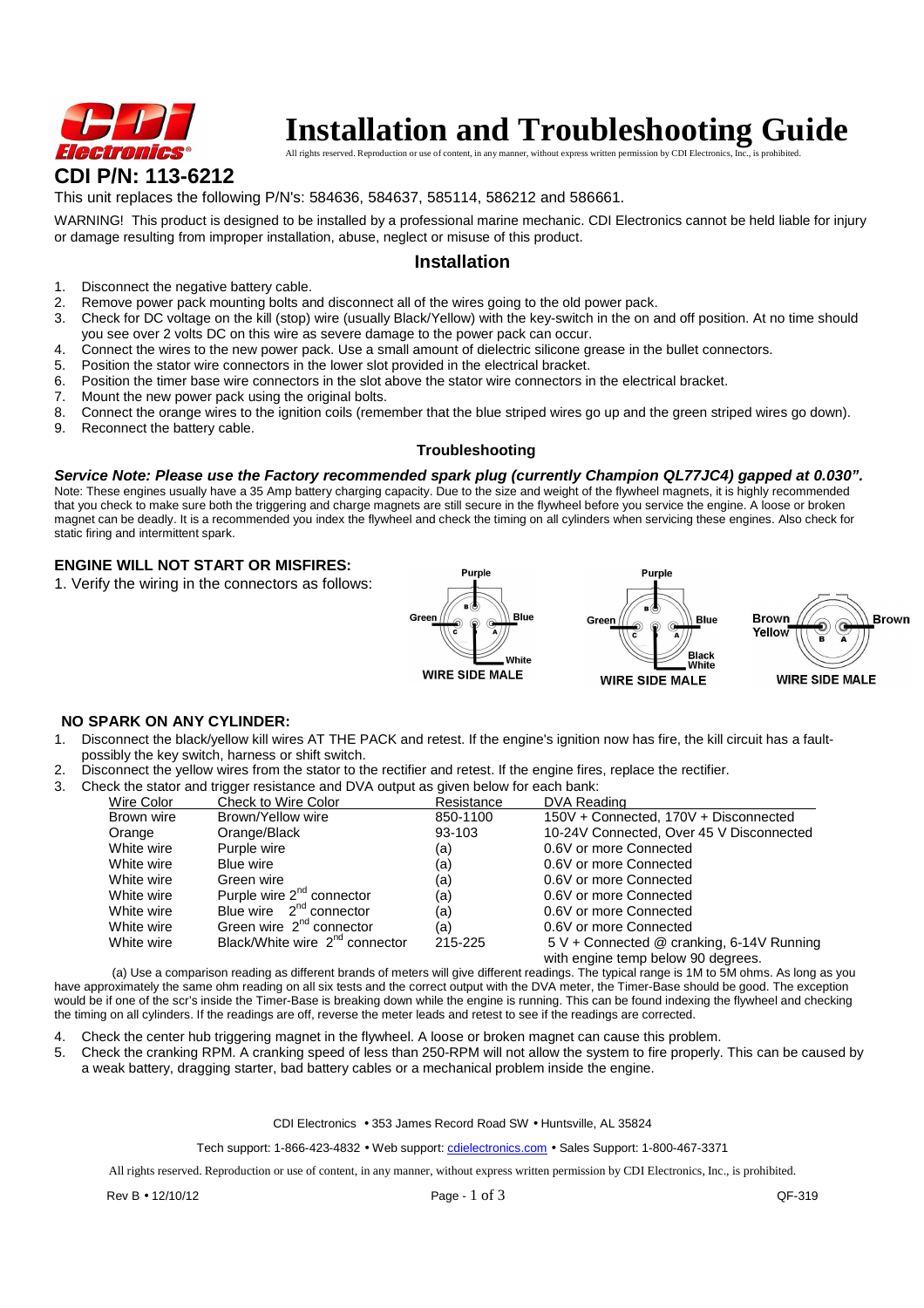# Installation and Troubleshooting Guide

All rights reserved. Reproduction or use of content, in any manner, without express written permission by CDI Electronics, Inc., is prohibited.

## CDI P/N: 113-6212

This unit replaces the following P/N's: 584636, 584637, 585114, 586212 and 586661.

WARNING! This product is designed to be installed by a professional marine mechanic. CDI Electronics cannot be held liable for injury or damage resulting from improper installation, abuse, neglect or misuse of this product.

## Installation

1. Disconnect the negative battery cable.
2. Remove power pack mounting bolts and disconnect all of the wires going to the old power pack.
3. Check for DC voltage on the kill (stop) wire (usually Black/Yellow) with the key-switch in the on and off position. At no time should you see over 2 volts DC on this wire as severe damage to the power pack can occur.
4. Connect the wires to the new power pack. Use a small amount of dielectric silicone grease in the bullet connectors.
5. Position the stator wire connectors in the lower slot provided in the electrical bracket.
6. Position the timer base wire connectors in the slot above the stator wire connectors in the electrical bracket.
7. Mount the new power pack using the original bolts.
8. Connect the orange wires to the ignition coils (remember that the blue striped wires go up and the green striped wires go down).
9. Reconnect the battery cable.

### Troubleshooting

***Service Note: Please use the Factory recommended spark plug (currently Champion QL77JC4) gapped at 0.030".***

Note: These engines usually have a 35 Amp battery charging capacity. Due to the size and weight of the flywheel magnets, it is highly recommended that you check to make sure both the triggering and charge magnets are still secure in the flywheel before you service the engine. A loose or broken magnet can be deadly. It is a recommended you index the flywheel and check the timing on all cylinders when servicing these engines. Also check for static firing and intermittent spark.

### ENGINE WILL NOT START OR MISFIRES:

1. Verify the wiring in the connectors as follows:

Connector 1 (WIRE SIDE MALE): Purple – B, Green – C, Blue – A, White – center

Connector 2 (WIRE SIDE MALE): Purple – B, Green – C, Blue – A, Black White – center

Connector 3 (WIRE SIDE MALE): Brown Yellow – B, Brown – A

### NO SPARK ON ANY CYLINDER:

1. Disconnect the black/yellow kill wires AT THE PACK and retest. If the engine's ignition now has fire, the kill circuit has a fault-possibly the key switch, harness or shift switch.
2. Disconnect the yellow wires from the stator to the rectifier and retest. If the engine fires, replace the rectifier.
3. Check the stator and trigger resistance and DVA output as given below for each bank:

| Wire Color | Check to Wire Color | Resistance | DVA Reading |
|---|---|---|---|
| Brown wire | Brown/Yellow wire | 850-1100 | 150V + Connected, 170V + Disconnected |
| Orange | Orange/Black | 93-103 | 10-24V Connected, Over 45 V Disconnected |
| White wire | Purple wire | (a) | 0.6V or more Connected |
| White wire | Blue wire | (a) | 0.6V or more Connected |
| White wire | Green wire | (a) | 0.6V or more Connected |
| White wire | Purple wire 2nd connector | (a) | 0.6V or more Connected |
| White wire | Blue wire 2nd connector | (a) | 0.6V or more Connected |
| White wire | Green wire 2nd connector | (a) | 0.6V or more Connected |
| White wire | Black/White wire 2nd connector | 215-225 | 5 V + Connected @ cranking, 6-14V Running with engine temp below 90 degrees. |

(a) Use a comparison reading as different brands of meters will give different readings. The typical range is 1M to 5M ohms. As long as you have approximately the same ohm reading on all six tests and the correct output with the DVA meter, the Timer-Base should be good. The exception would be if one of the scr's inside the Timer-Base is breaking down while the engine is running. This can be found indexing the flywheel and checking the timing on all cylinders. If the readings are off, reverse the meter leads and retest to see if the readings are corrected.

4. Check the center hub triggering magnet in the flywheel. A loose or broken magnet can cause this problem.
5. Check the cranking RPM. A cranking speed of less than 250-RPM will not allow the system to fire properly. This can be caused by a weak battery, dragging starter, bad battery cables or a mechanical problem inside the engine.

CDI Electronics • 353 James Record Road SW • Huntsville, AL 35824

Tech support: 1-866-423-4832 • Web support: cdielectronics.com • Sales Support: 1-800-467-3371

All rights reserved. Reproduction or use of content, in any manner, without express written permission by CDI Electronics, Inc., is prohibited.

Rev B • 12/10/12 QF-319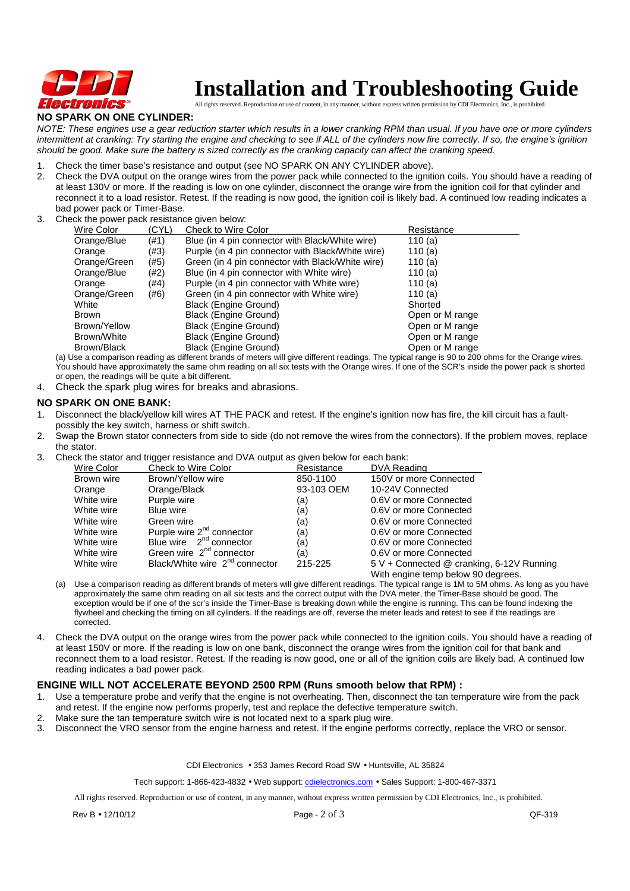# Installation and Troubleshooting Guide

All rights reserved. Reproduction or use of content, in any manner, without express written permission by CDI Electronics, Inc., is prohibited.

## NO SPARK ON ONE CYLINDER:

*NOTE: These engines use a gear reduction starter which results in a lower cranking RPM than usual. If you have one or more cylinders intermittent at cranking: Try starting the engine and checking to see if ALL of the cylinders now fire correctly. If so, the engine's ignition should be good. Make sure the battery is sized correctly as the cranking capacity can affect the cranking speed.*

1. Check the timer base's resistance and output (see NO SPARK ON ANY CYLINDER above).
2. Check the DVA output on the orange wires from the power pack while connected to the ignition coils. You should have a reading of at least 130V or more. If the reading is low on one cylinder, disconnect the orange wire from the ignition coil for that cylinder and reconnect it to a load resistor. Retest. If the reading is now good, the ignition coil is likely bad. A continued low reading indicates a bad power pack or Timer-Base.
3. Check the power pack resistance given below:

| Wire Color | (CYL) | Check to Wire Color | Resistance |
|---|---|---|---|
| Orange/Blue | (#1) | Blue (in 4 pin connector with Black/White wire) | 110 (a) |
| Orange | (#3) | Purple (in 4 pin connector with Black/White wire) | 110 (a) |
| Orange/Green | (#5) | Green (in 4 pin connector with Black/White wire) | 110 (a) |
| Orange/Blue | (#2) | Blue (in 4 pin connector with White wire) | 110 (a) |
| Orange | (#4) | Purple (in 4 pin connector with White wire) | 110 (a) |
| Orange/Green | (#6) | Green (in 4 pin connector with White wire) | 110 (a) |
| White | | Black (Engine Ground) | Shorted |
| Brown | | Black (Engine Ground) | Open or M range |
| Brown/Yellow | | Black (Engine Ground) | Open or M range |
| Brown/White | | Black (Engine Ground) | Open or M range |
| Brown/Black | | Black (Engine Ground) | Open or M range |

(a) Use a comparison reading as different brands of meters will give different readings. The typical range is 90 to 200 ohms for the Orange wires. You should have approximately the same ohm reading on all six tests with the Orange wires. If one of the SCR's inside the power pack is shorted or open, the readings will be quite a bit different.

4. Check the spark plug wires for breaks and abrasions.

## NO SPARK ON ONE BANK:

1. Disconnect the black/yellow kill wires AT THE PACK and retest. If the engine's ignition now has fire, the kill circuit has a fault-possibly the key switch, harness or shift switch.
2. Swap the Brown stator connecters from side to side (do not remove the wires from the connectors). If the problem moves, replace the stator.
3. Check the stator and trigger resistance and DVA output as given below for each bank:

| Wire Color | Check to Wire Color | Resistance | DVA Reading |
|---|---|---|---|
| Brown wire | Brown/Yellow wire | 850-1100 | 150V or more Connected |
| Orange | Orange/Black | 93-103 OEM | 10-24V Connected |
| White wire | Purple wire | (a) | 0.6V or more Connected |
| White wire | Blue wire | (a) | 0.6V or more Connected |
| White wire | Green wire | (a) | 0.6V or more Connected |
| White wire | Purple wire 2nd connector | (a) | 0.6V or more Connected |
| White wire | Blue wire 2nd connector | (a) | 0.6V or more Connected |
| White wire | Green wire 2nd connector | (a) | 0.6V or more Connected |
| White wire | Black/White wire 2nd connector | 215-225 | 5 V + Connected @ cranking, 6-12V Running With engine temp below 90 degrees. |

(a) Use a comparison reading as different brands of meters will give different readings. The typical range is 1M to 5M ohms. As long as you have approximately the same ohm reading on all six tests and the correct output with the DVA meter, the Timer-Base should be good. The exception would be if one of the scr's inside the Timer-Base is breaking down while the engine is running. This can be found indexing the flywheel and checking the timing on all cylinders. If the readings are off, reverse the meter leads and retest to see if the readings are corrected.

4. Check the DVA output on the orange wires from the power pack while connected to the ignition coils. You should have a reading of at least 150V or more. If the reading is low on one bank, disconnect the orange wires from the ignition coil for that bank and reconnect them to a load resistor. Retest. If the reading is now good, one or all of the ignition coils are likely bad. A continued low reading indicates a bad power pack.

## ENGINE WILL NOT ACCELERATE BEYOND 2500 RPM (Runs smooth below that RPM) :

1. Use a temperature probe and verify that the engine is not overheating. Then, disconnect the tan temperature wire from the pack and retest. If the engine now performs properly, test and replace the defective temperature switch.
2. Make sure the tan temperature switch wire is not located next to a spark plug wire.
3. Disconnect the VRO sensor from the engine harness and retest. If the engine performs correctly, replace the VRO or sensor.

CDI Electronics • 353 James Record Road SW • Huntsville, AL 35824

Tech support: 1-866-423-4832 • Web support: cdielectronics.com • Sales Support: 1-800-467-3371

All rights reserved. Reproduction or use of content, in any manner, without express written permission by CDI Electronics, Inc., is prohibited.

Rev B • 12/10/12 QF-319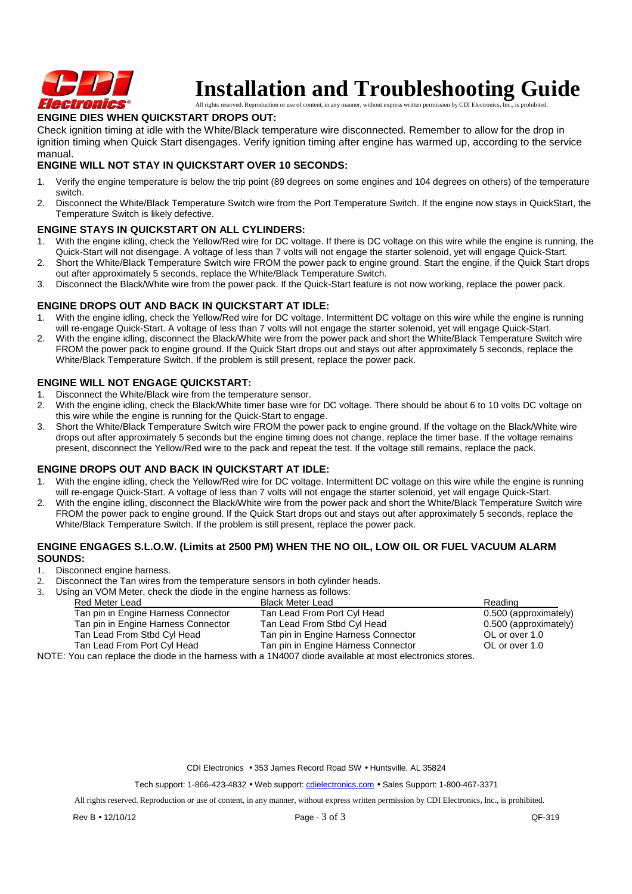# Installation and Troubleshooting Guide

### ENGINE DIES WHEN QUICKSTART DROPS OUT:

Check ignition timing at idle with the White/Black temperature wire disconnected. Remember to allow for the drop in ignition timing when Quick Start disengages. Verify ignition timing after engine has warmed up, according to the service manual.

### ENGINE WILL NOT STAY IN QUICKSTART OVER 10 SECONDS:

1. Verify the engine temperature is below the trip point (89 degrees on some engines and 104 degrees on others) of the temperature switch.
2. Disconnect the White/Black Temperature Switch wire from the Port Temperature Switch. If the engine now stays in QuickStart, the Temperature Switch is likely defective.

### ENGINE STAYS IN QUICKSTART ON ALL CYLINDERS:

1. With the engine idling, check the Yellow/Red wire for DC voltage. If there is DC voltage on this wire while the engine is running, the Quick-Start will not disengage. A voltage of less than 7 volts will not engage the starter solenoid, yet will engage Quick-Start.
2. Short the White/Black Temperature Switch wire FROM the power pack to engine ground. Start the engine, if the Quick Start drops out after approximately 5 seconds, replace the White/Black Temperature Switch.
3. Disconnect the Black/White wire from the power pack. If the Quick-Start feature is not now working, replace the power pack.

### ENGINE DROPS OUT AND BACK IN QUICKSTART AT IDLE:

1. With the engine idling, check the Yellow/Red wire for DC voltage. Intermittent DC voltage on this wire while the engine is running will re-engage Quick-Start. A voltage of less than 7 volts will not engage the starter solenoid, yet will engage Quick-Start.
2. With the engine idling, disconnect the Black/White wire from the power pack and short the White/Black Temperature Switch wire FROM the power pack to engine ground. If the Quick Start drops out and stays out after approximately 5 seconds, replace the White/Black Temperature Switch. If the problem is still present, replace the power pack.

### ENGINE WILL NOT ENGAGE QUICKSTART:

1. Disconnect the White/Black wire from the temperature sensor.
2. With the engine idling, check the Black/White timer base wire for DC voltage. There should be about 6 to 10 volts DC voltage on this wire while the engine is running for the Quick-Start to engage.
3. Short the White/Black Temperature Switch wire FROM the power pack to engine ground. If the voltage on the Black/White wire drops out after approximately 5 seconds but the engine timing does not change, replace the timer base. If the voltage remains present, disconnect the Yellow/Red wire to the pack and repeat the test. If the voltage still remains, replace the pack.

### ENGINE DROPS OUT AND BACK IN QUICKSTART AT IDLE:

1. With the engine idling, check the Yellow/Red wire for DC voltage. Intermittent DC voltage on this wire while the engine is running will re-engage Quick-Start. A voltage of less than 7 volts will not engage the starter solenoid, yet will engage Quick-Start.
2. With the engine idling, disconnect the Black/White wire from the power pack and short the White/Black Temperature Switch wire FROM the power pack to engine ground. If the Quick Start drops out and stays out after approximately 5 seconds, replace the White/Black Temperature Switch. If the problem is still present, replace the power pack.

### ENGINE ENGAGES S.L.O.W. (Limits at 2500 PM) WHEN THE NO OIL, LOW OIL OR FUEL VACUUM ALARM SOUNDS:

1. Disconnect engine harness.
2. Disconnect the Tan wires from the temperature sensors in both cylinder heads.
3. Using an VOM Meter, check the diode in the engine harness as follows:

| Red Meter Lead | Black Meter Lead | Reading |
|---|---|---|
| Tan pin in Engine Harness Connector | Tan Lead From Port Cyl Head | 0.500 (approximately) |
| Tan pin in Engine Harness Connector | Tan Lead From Stbd Cyl Head | 0.500 (approximately) |
| Tan Lead From Stbd Cyl Head | Tan pin in Engine Harness Connector | OL or over 1.0 |
| Tan Lead From Port Cyl Head | Tan pin in Engine Harness Connector | OL or over 1.0 |

NOTE: You can replace the diode in the harness with a 1N4007 diode available at most electronics stores.